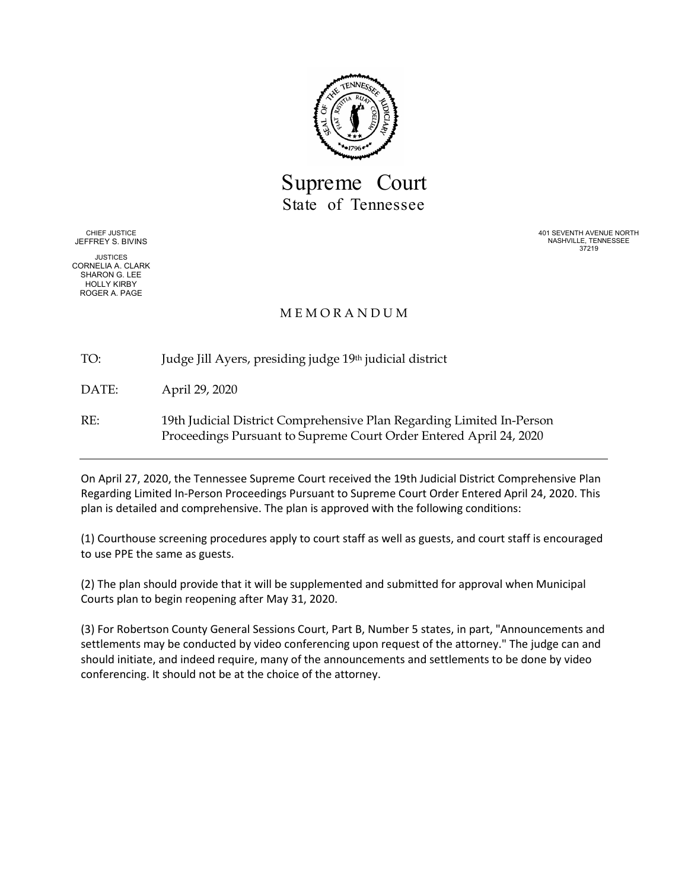# Supreme Court
## State of Tennessee

CHIEF JUSTICE
JEFFREY S. BIVINS

JUSTICES
CORNELIA A. CLARK
SHARON G. LEE
HOLLY KIRBY
ROGER A. PAGE

401 SEVENTH AVENUE NORTH
NASHVILLE, TENNESSEE
37219

### MEMORANDUM

TO: Judge Jill Ayers, presiding judge 19th judicial district

DATE: April 29, 2020

RE: 19th Judicial District Comprehensive Plan Regarding Limited In-Person Proceedings Pursuant to Supreme Court Order Entered April 24, 2020

---

On April 27, 2020, the Tennessee Supreme Court received the 19th Judicial District Comprehensive Plan Regarding Limited In-Person Proceedings Pursuant to Supreme Court Order Entered April 24, 2020. This plan is detailed and comprehensive. The plan is approved with the following conditions:

(1) Courthouse screening procedures apply to court staff as well as guests, and court staff is encouraged to use PPE the same as guests.

(2) The plan should provide that it will be supplemented and submitted for approval when Municipal Courts plan to begin reopening after May 31, 2020.

(3) For Robertson County General Sessions Court, Part B, Number 5 states, in part, "Announcements and settlements may be conducted by video conferencing upon request of the attorney." The judge can and should initiate, and indeed require, many of the announcements and settlements to be done by video conferencing. It should not be at the choice of the attorney.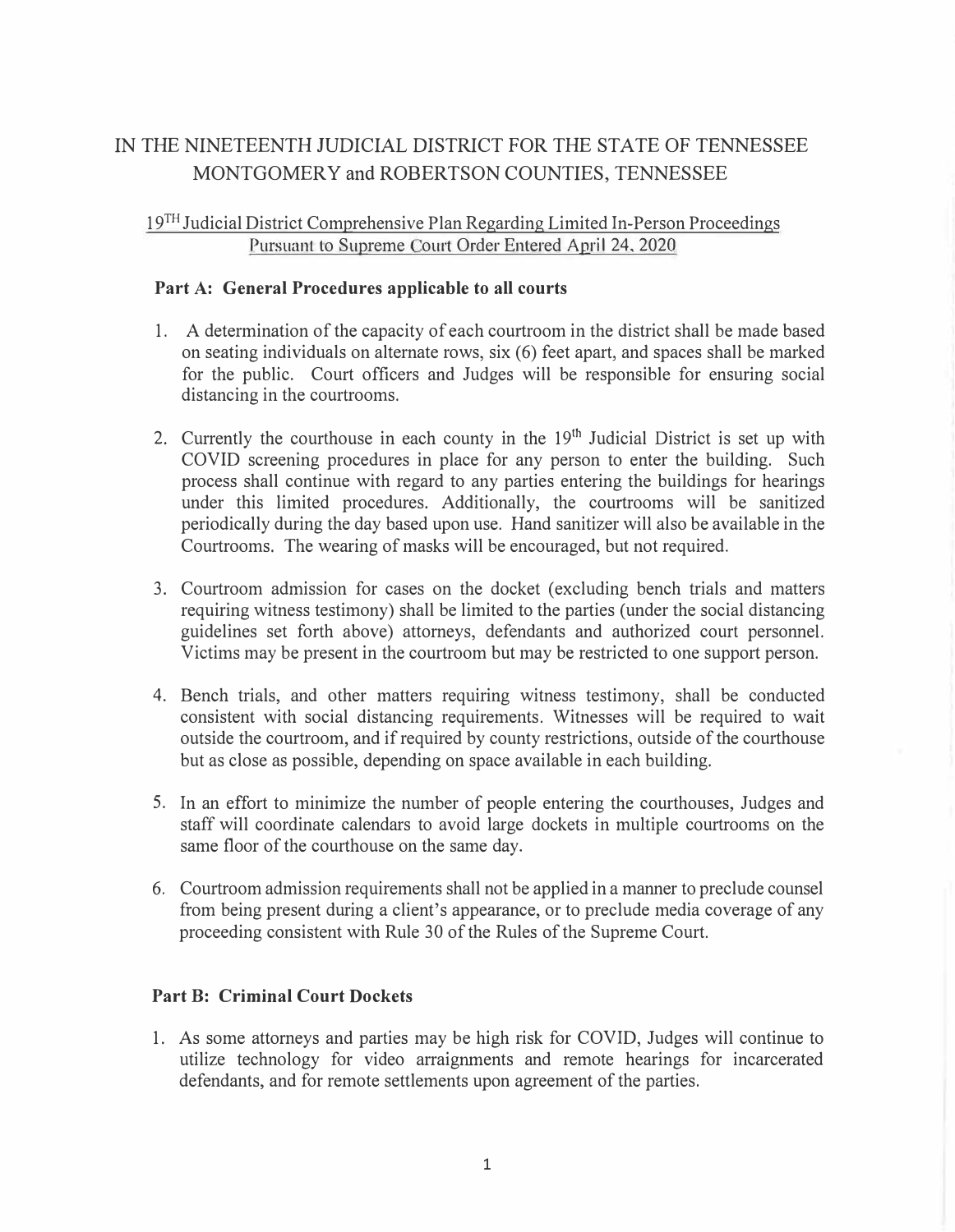# IN THE NINETEENTH JUDICIAL DISTRICT FOR THE STATE OF TENNESSEE MONTGOMERY and ROBERTSON COUNTIES, TENNESSEE

## 19TH Judicial District Comprehensive Plan Regarding Limited In-Person Proceedings Pursuant to Supreme Court Order Entered April 24, 2020

### Part A: General Procedures applicable to all courts

1. A determination of the capacity of each courtroom in the district shall be made based on seating individuals on alternate rows, six (6) feet apart, and spaces shall be marked for the public. Court officers and Judges will be responsible for ensuring social distancing in the courtrooms.

2. Currently the courthouse in each county in the 19th Judicial District is set up with COVID screening procedures in place for any person to enter the building. Such process shall continue with regard to any parties entering the buildings for hearings under this limited procedures. Additionally, the courtrooms will be sanitized periodically during the day based upon use. Hand sanitizer will also be available in the Courtrooms. The wearing of masks will be encouraged, but not required.

3. Courtroom admission for cases on the docket (excluding bench trials and matters requiring witness testimony) shall be limited to the parties (under the social distancing guidelines set forth above) attorneys, defendants and authorized court personnel. Victims may be present in the courtroom but may be restricted to one support person.

4. Bench trials, and other matters requiring witness testimony, shall be conducted consistent with social distancing requirements. Witnesses will be required to wait outside the courtroom, and if required by county restrictions, outside of the courthouse but as close as possible, depending on space available in each building.

5. In an effort to minimize the number of people entering the courthouses, Judges and staff will coordinate calendars to avoid large dockets in multiple courtrooms on the same floor of the courthouse on the same day.

6. Courtroom admission requirements shall not be applied in a manner to preclude counsel from being present during a client's appearance, or to preclude media coverage of any proceeding consistent with Rule 30 of the Rules of the Supreme Court.

### Part B: Criminal Court Dockets

1. As some attorneys and parties may be high risk for COVID, Judges will continue to utilize technology for video arraignments and remote hearings for incarcerated defendants, and for remote settlements upon agreement of the parties.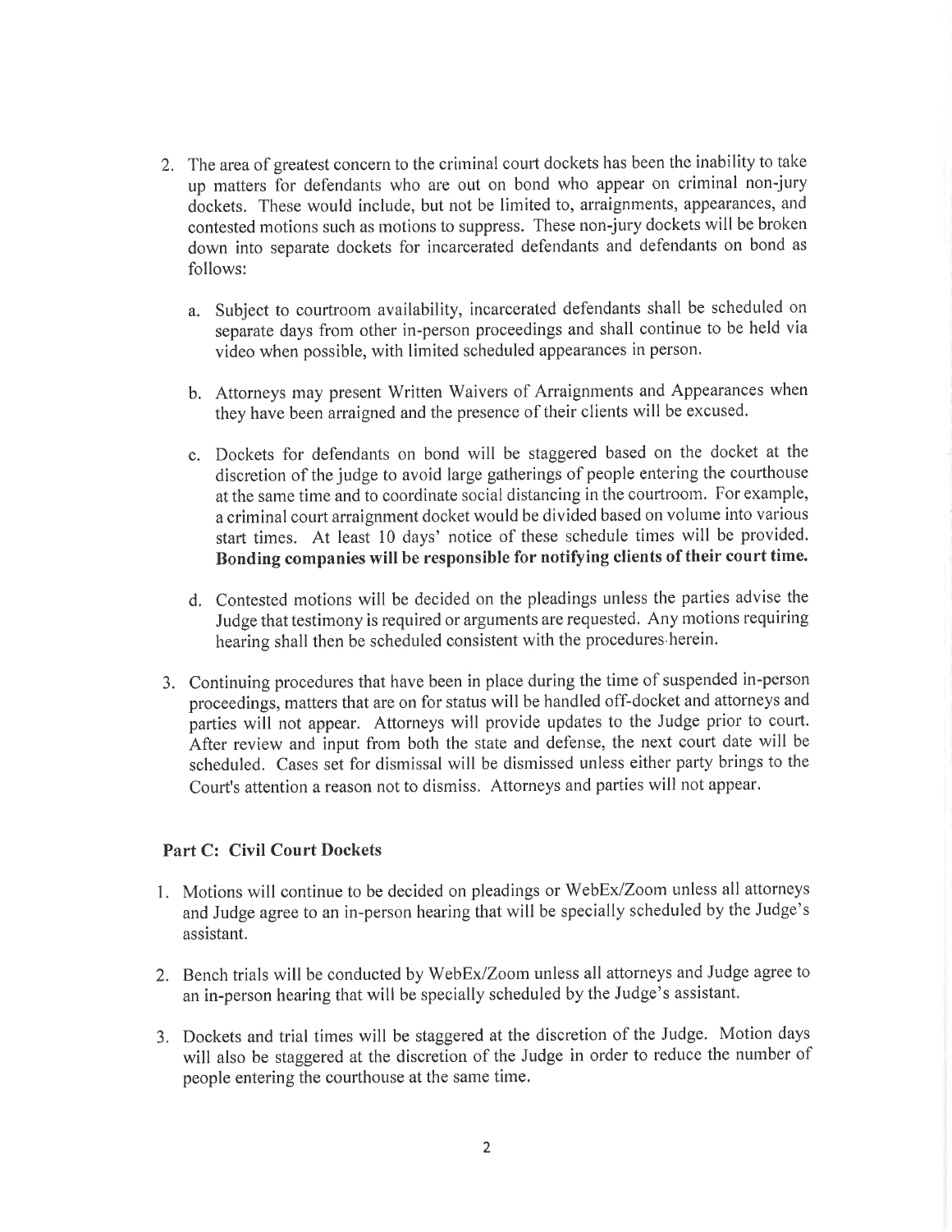2. The area of greatest concern to the criminal court dockets has been the inability to take up matters for defendants who are out on bond who appear on criminal non-jury dockets. These would include, but not be limited to, arraignments, appearances, and contested motions such as motions to suppress. These non-jury dockets will be broken down into separate dockets for incarcerated defendants and defendants on bond as follows:

   a. Subject to courtroom availability, incarcerated defendants shall be scheduled on separate days from other in-person proceedings and shall continue to be held via video when possible, with limited scheduled appearances in person.

   b. Attorneys may present Written Waivers of Arraignments and Appearances when they have been arraigned and the presence of their clients will be excused.

   c. Dockets for defendants on bond will be staggered based on the docket at the discretion of the judge to avoid large gatherings of people entering the courthouse at the same time and to coordinate social distancing in the courtroom. For example, a criminal court arraignment docket would be divided based on volume into various start times. At least 10 days' notice of these schedule times will be provided. **Bonding companies will be responsible for notifying clients of their court time.**

   d. Contested motions will be decided on the pleadings unless the parties advise the Judge that testimony is required or arguments are requested. Any motions requiring hearing shall then be scheduled consistent with the procedures herein.

3. Continuing procedures that have been in place during the time of suspended in-person proceedings, matters that are on for status will be handled off-docket and attorneys and parties will not appear. Attorneys will provide updates to the Judge prior to court. After review and input from both the state and defense, the next court date will be scheduled. Cases set for dismissal will be dismissed unless either party brings to the Court's attention a reason not to dismiss. Attorneys and parties will not appear.

## Part C: Civil Court Dockets

1. Motions will continue to be decided on pleadings or WebEx/Zoom unless all attorneys and Judge agree to an in-person hearing that will be specially scheduled by the Judge's assistant.

2. Bench trials will be conducted by WebEx/Zoom unless all attorneys and Judge agree to an in-person hearing that will be specially scheduled by the Judge's assistant.

3. Dockets and trial times will be staggered at the discretion of the Judge. Motion days will also be staggered at the discretion of the Judge in order to reduce the number of people entering the courthouse at the same time.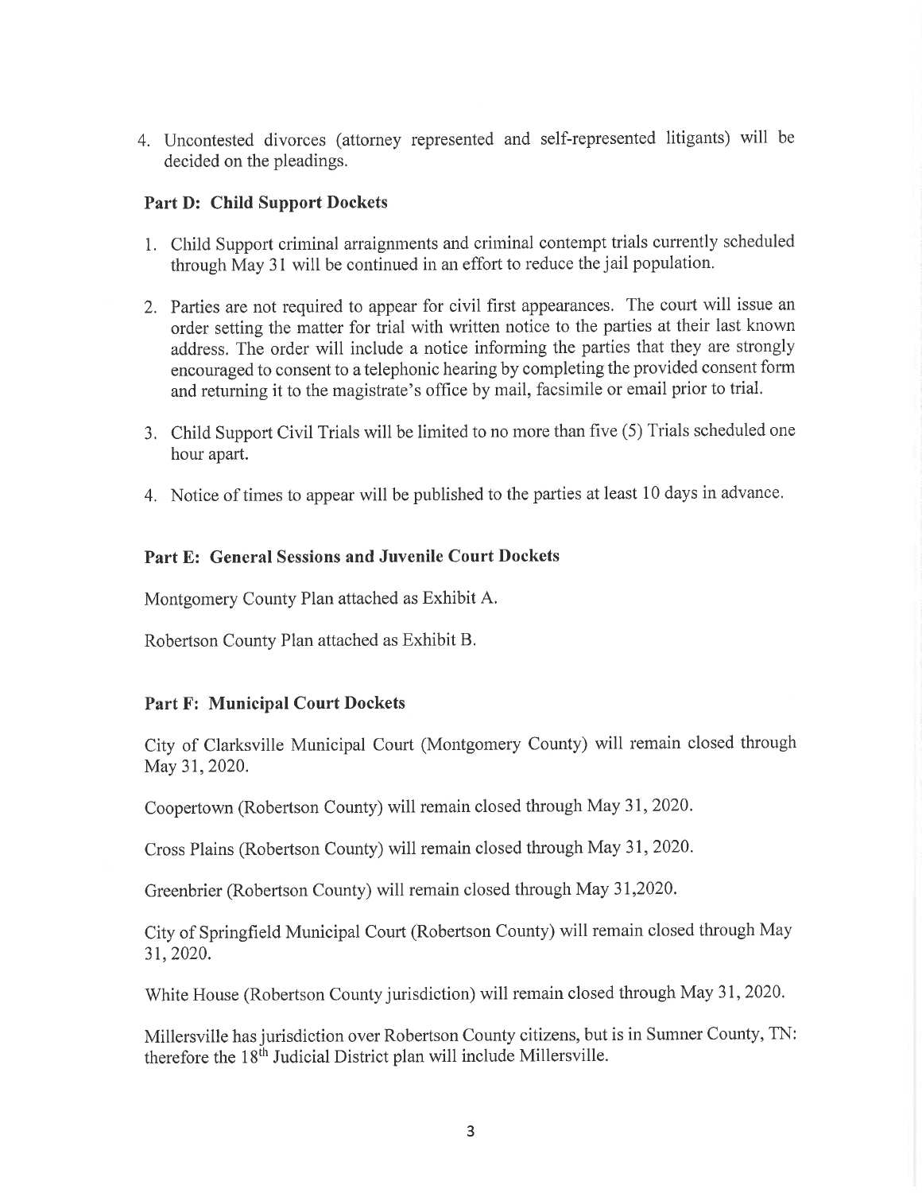4. Uncontested divorces (attorney represented and self-represented litigants) will be decided on the pleadings.

**Part D: Child Support Dockets**

1. Child Support criminal arraignments and criminal contempt trials currently scheduled through May 31 will be continued in an effort to reduce the jail population.

2. Parties are not required to appear for civil first appearances. The court will issue an order setting the matter for trial with written notice to the parties at their last known address. The order will include a notice informing the parties that they are strongly encouraged to consent to a telephonic hearing by completing the provided consent form and returning it to the magistrate's office by mail, facsimile or email prior to trial.

3. Child Support Civil Trials will be limited to no more than five (5) Trials scheduled one hour apart.

4. Notice of times to appear will be published to the parties at least 10 days in advance.

**Part E: General Sessions and Juvenile Court Dockets**

Montgomery County Plan attached as Exhibit A.

Robertson County Plan attached as Exhibit B.

**Part F: Municipal Court Dockets**

City of Clarksville Municipal Court (Montgomery County) will remain closed through May 31, 2020.

Coopertown (Robertson County) will remain closed through May 31, 2020.

Cross Plains (Robertson County) will remain closed through May 31, 2020.

Greenbrier (Robertson County) will remain closed through May 31,2020.

City of Springfield Municipal Court (Robertson County) will remain closed through May 31, 2020.

White House (Robertson County jurisdiction) will remain closed through May 31, 2020.

Millersville has jurisdiction over Robertson County citizens, but is in Sumner County, TN: therefore the 18th Judicial District plan will include Millersville.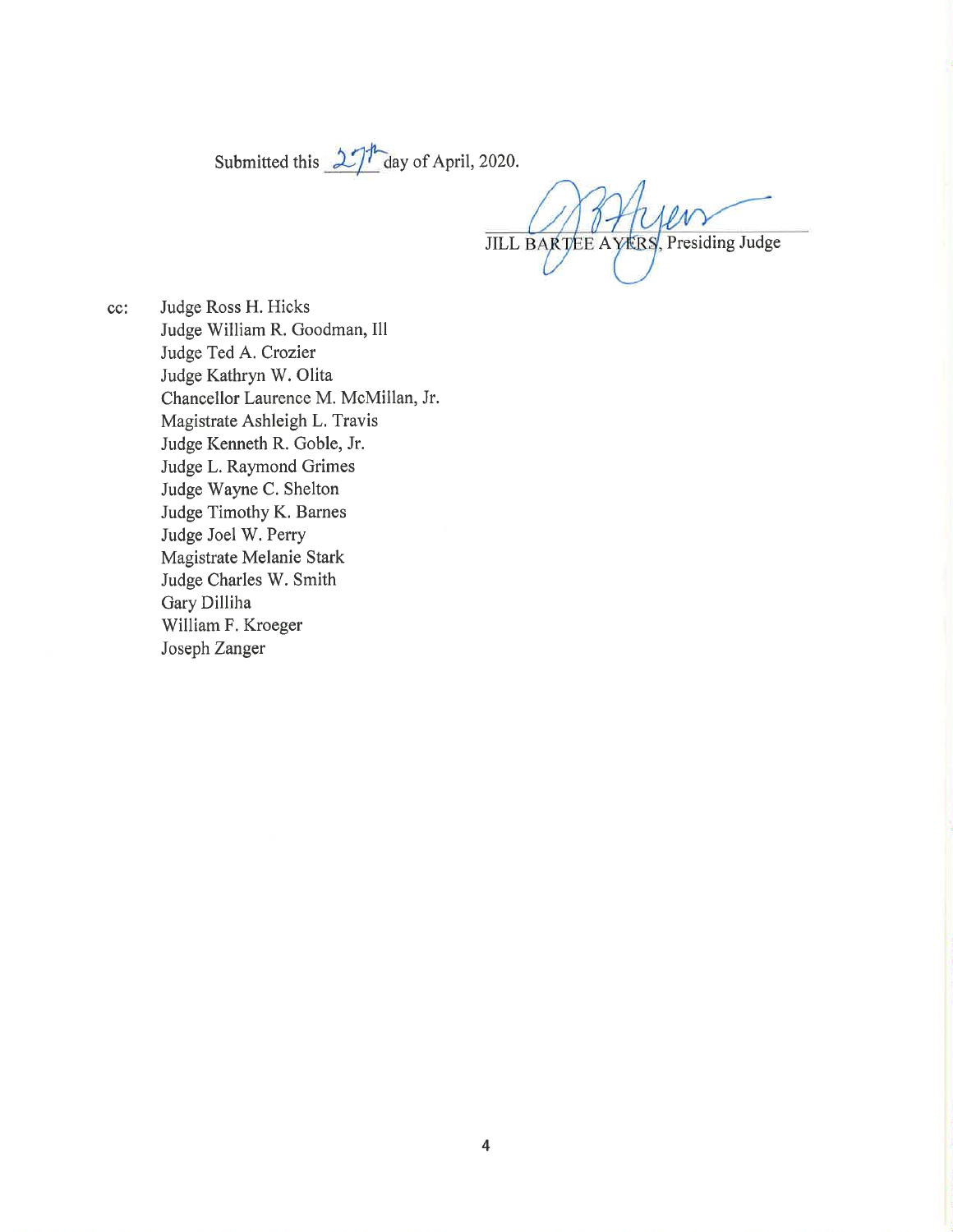Submitted this 27th day of April, 2020.

JILL BARTEE AYERS, Presiding Judge

cc: Judge Ross H. Hicks
Judge William R. Goodman, III
Judge Ted A. Crozier
Judge Kathryn W. Olita
Chancellor Laurence M. McMillan, Jr.
Magistrate Ashleigh L. Travis
Judge Kenneth R. Goble, Jr.
Judge L. Raymond Grimes
Judge Wayne C. Shelton
Judge Timothy K. Barnes
Judge Joel W. Perry
Magistrate Melanie Stark
Judge Charles W. Smith
Gary Dilliha
William F. Kroeger
Joseph Zanger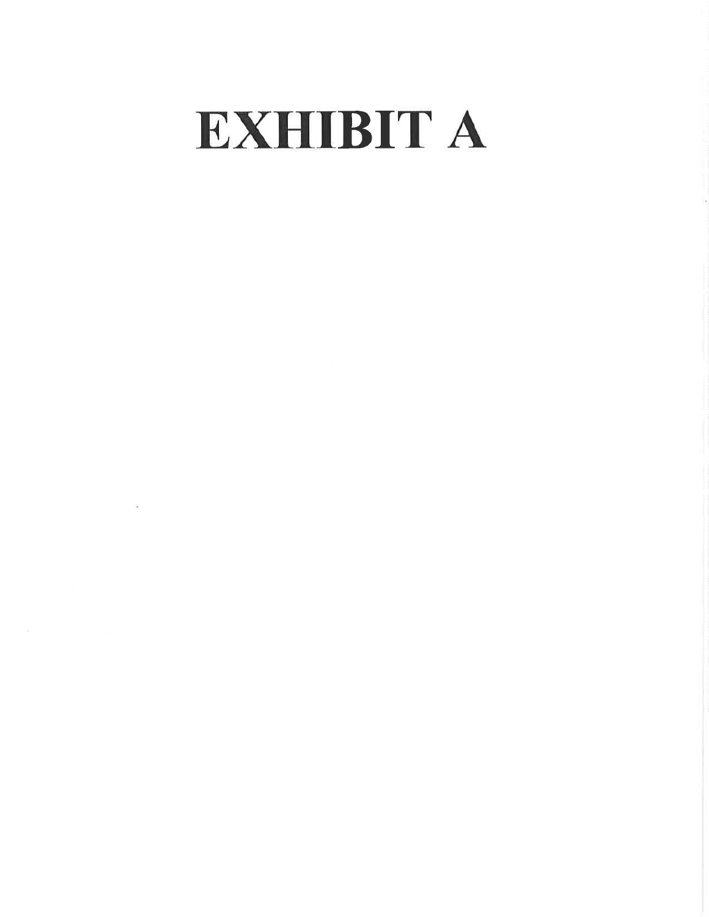# EXHIBIT A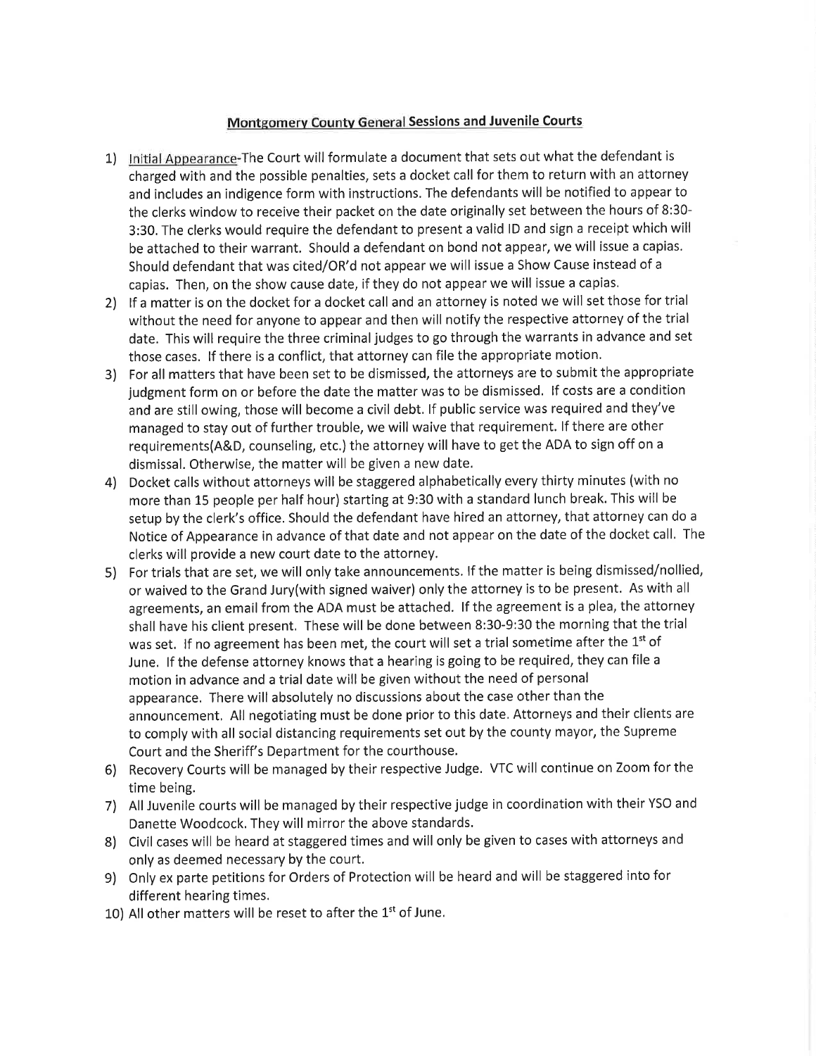## Montgomery County General Sessions and Juvenile Courts

1) Initial Appearance-The Court will formulate a document that sets out what the defendant is charged with and the possible penalties, sets a docket call for them to return with an attorney and includes an indigence form with instructions. The defendants will be notified to appear to the clerks window to receive their packet on the date originally set between the hours of 8:30-3:30. The clerks would require the defendant to present a valid ID and sign a receipt which will be attached to their warrant. Should a defendant on bond not appear, we will issue a capias. Should defendant that was cited/OR'd not appear we will issue a Show Cause instead of a capias. Then, on the show cause date, if they do not appear we will issue a capias.
2) If a matter is on the docket for a docket call and an attorney is noted we will set those for trial without the need for anyone to appear and then will notify the respective attorney of the trial date. This will require the three criminal judges to go through the warrants in advance and set those cases. If there is a conflict, that attorney can file the appropriate motion.
3) For all matters that have been set to be dismissed, the attorneys are to submit the appropriate judgment form on or before the date the matter was to be dismissed. If costs are a condition and are still owing, those will become a civil debt. If public service was required and they've managed to stay out of further trouble, we will waive that requirement. If there are other requirements(A&D, counseling, etc.) the attorney will have to get the ADA to sign off on a dismissal. Otherwise, the matter will be given a new date.
4) Docket calls without attorneys will be staggered alphabetically every thirty minutes (with no more than 15 people per half hour) starting at 9:30 with a standard lunch break. This will be setup by the clerk's office. Should the defendant have hired an attorney, that attorney can do a Notice of Appearance in advance of that date and not appear on the date of the docket call. The clerks will provide a new court date to the attorney.
5) For trials that are set, we will only take announcements. If the matter is being dismissed/nollied, or waived to the Grand Jury(with signed waiver) only the attorney is to be present. As with all agreements, an email from the ADA must be attached. If the agreement is a plea, the attorney shall have his client present. These will be done between 8:30-9:30 the morning that the trial was set. If no agreement has been met, the court will set a trial sometime after the 1st of June. If the defense attorney knows that a hearing is going to be required, they can file a motion in advance and a trial date will be given without the need of personal appearance. There will absolutely no discussions about the case other than the announcement. All negotiating must be done prior to this date. Attorneys and their clients are to comply with all social distancing requirements set out by the county mayor, the Supreme Court and the Sheriff's Department for the courthouse.
6) Recovery Courts will be managed by their respective Judge. VTC will continue on Zoom for the time being.
7) All Juvenile courts will be managed by their respective judge in coordination with their YSO and Danette Woodcock. They will mirror the above standards.
8) Civil cases will be heard at staggered times and will only be given to cases with attorneys and only as deemed necessary by the court.
9) Only ex parte petitions for Orders of Protection will be heard and will be staggered into for different hearing times.
10) All other matters will be reset to after the 1st of June.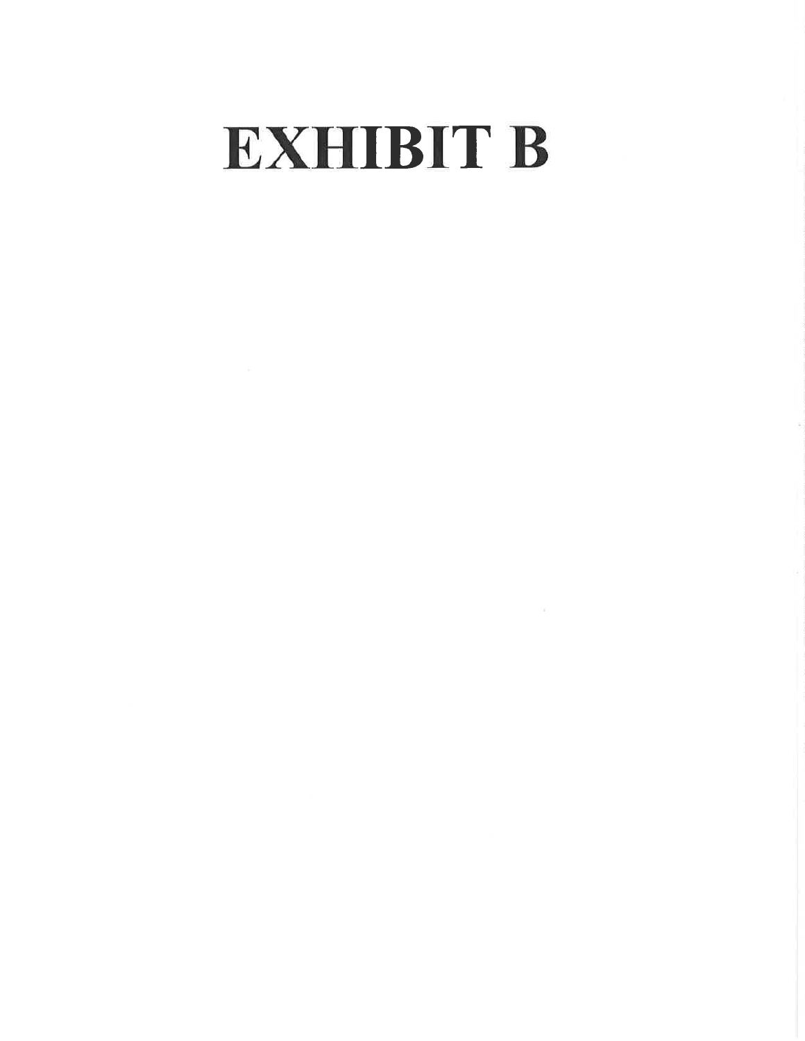# EXHIBIT B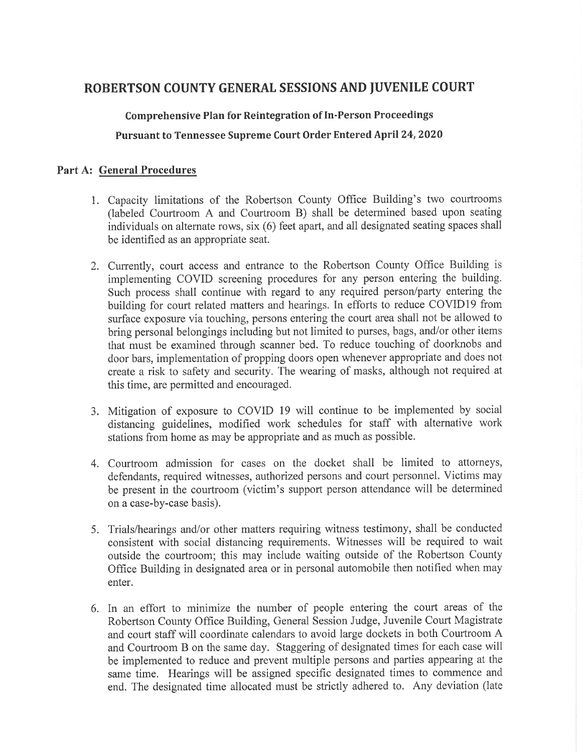# ROBERTSON COUNTY GENERAL SESSIONS AND JUVENILE COURT

### Comprehensive Plan for Reintegration of In-Person Proceedings

### Pursuant to Tennessee Supreme Court Order Entered April 24, 2020

## Part A: General Procedures

1. Capacity limitations of the Robertson County Office Building's two courtrooms (labeled Courtroom A and Courtroom B) shall be determined based upon seating individuals on alternate rows, six (6) feet apart, and all designated seating spaces shall be identified as an appropriate seat.

2. Currently, court access and entrance to the Robertson County Office Building is implementing COVID screening procedures for any person entering the building. Such process shall continue with regard to any required person/party entering the building for court related matters and hearings. In efforts to reduce COVID19 from surface exposure via touching, persons entering the court area shall not be allowed to bring personal belongings including but not limited to purses, bags, and/or other items that must be examined through scanner bed. To reduce touching of doorknobs and door bars, implementation of propping doors open whenever appropriate and does not create a risk to safety and security. The wearing of masks, although not required at this time, are permitted and encouraged.

3. Mitigation of exposure to COVID 19 will continue to be implemented by social distancing guidelines, modified work schedules for staff with alternative work stations from home as may be appropriate and as much as possible.

4. Courtroom admission for cases on the docket shall be limited to attorneys, defendants, required witnesses, authorized persons and court personnel. Victims may be present in the courtroom (victim's support person attendance will be determined on a case-by-case basis).

5. Trials/hearings and/or other matters requiring witness testimony, shall be conducted consistent with social distancing requirements. Witnesses will be required to wait outside the courtroom; this may include waiting outside of the Robertson County Office Building in designated area or in personal automobile then notified when may enter.

6. In an effort to minimize the number of people entering the court areas of the Robertson County Office Building, General Session Judge, Juvenile Court Magistrate and court staff will coordinate calendars to avoid large dockets in both Courtroom A and Courtroom B on the same day. Staggering of designated times for each case will be implemented to reduce and prevent multiple persons and parties appearing at the same time. Hearings will be assigned specific designated times to commence and end. The designated time allocated must be strictly adhered to. Any deviation (late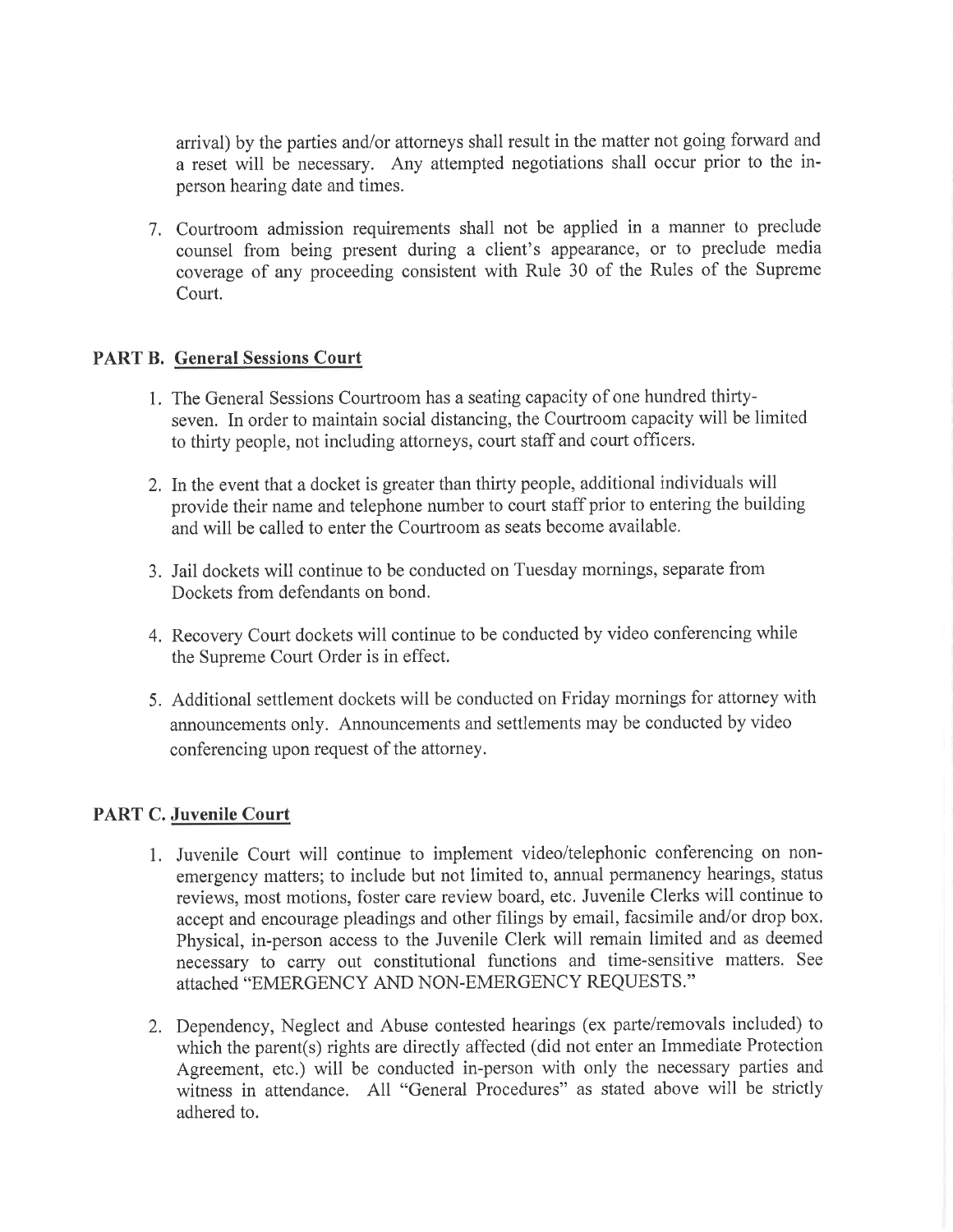arrival) by the parties and/or attorneys shall result in the matter not going forward and a reset will be necessary. Any attempted negotiations shall occur prior to the in-person hearing date and times.

7. Courtroom admission requirements shall not be applied in a manner to preclude counsel from being present during a client's appearance, or to preclude media coverage of any proceeding consistent with Rule 30 of the Rules of the Supreme Court.

## PART B. <u>General Sessions Court</u>

1. The General Sessions Courtroom has a seating capacity of one hundred thirty-seven. In order to maintain social distancing, the Courtroom capacity will be limited to thirty people, not including attorneys, court staff and court officers.

2. In the event that a docket is greater than thirty people, additional individuals will provide their name and telephone number to court staff prior to entering the building and will be called to enter the Courtroom as seats become available.

3. Jail dockets will continue to be conducted on Tuesday mornings, separate from Dockets from defendants on bond.

4. Recovery Court dockets will continue to be conducted by video conferencing while the Supreme Court Order is in effect.

5. Additional settlement dockets will be conducted on Friday mornings for attorney with announcements only. Announcements and settlements may be conducted by video conferencing upon request of the attorney.

## PART C. <u>Juvenile Court</u>

1. Juvenile Court will continue to implement video/telephonic conferencing on non-emergency matters; to include but not limited to, annual permanency hearings, status reviews, most motions, foster care review board, etc. Juvenile Clerks will continue to accept and encourage pleadings and other filings by email, facsimile and/or drop box. Physical, in-person access to the Juvenile Clerk will remain limited and as deemed necessary to carry out constitutional functions and time-sensitive matters. See attached "EMERGENCY AND NON-EMERGENCY REQUESTS."

2. Dependency, Neglect and Abuse contested hearings (ex parte/removals included) to which the parent(s) rights are directly affected (did not enter an Immediate Protection Agreement, etc.) will be conducted in-person with only the necessary parties and witness in attendance. All "General Procedures" as stated above will be strictly adhered to.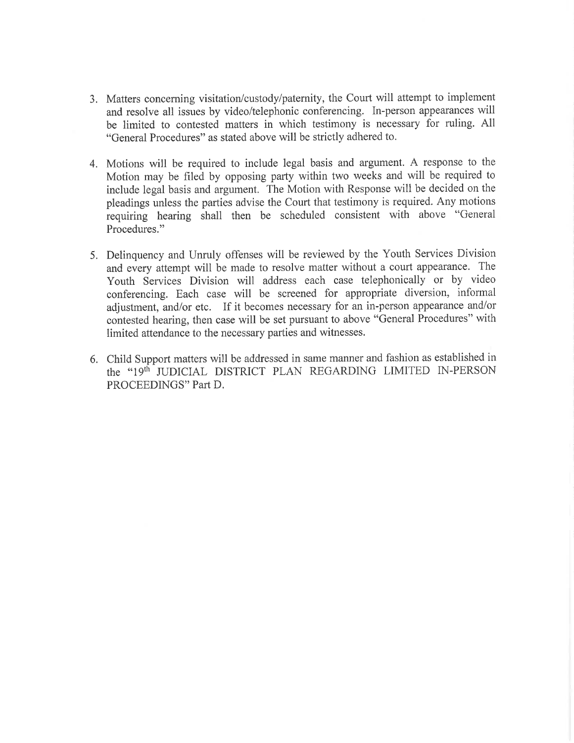3. Matters concerning visitation/custody/paternity, the Court will attempt to implement and resolve all issues by video/telephonic conferencing. In-person appearances will be limited to contested matters in which testimony is necessary for ruling. All "General Procedures" as stated above will be strictly adhered to.

4. Motions will be required to include legal basis and argument. A response to the Motion may be filed by opposing party within two weeks and will be required to include legal basis and argument. The Motion with Response will be decided on the pleadings unless the parties advise the Court that testimony is required. Any motions requiring hearing shall then be scheduled consistent with above "General Procedures."

5. Delinquency and Unruly offenses will be reviewed by the Youth Services Division and every attempt will be made to resolve matter without a court appearance. The Youth Services Division will address each case telephonically or by video conferencing. Each case will be screened for appropriate diversion, informal adjustment, and/or etc. If it becomes necessary for an in-person appearance and/or contested hearing, then case will be set pursuant to above "General Procedures" with limited attendance to the necessary parties and witnesses.

6. Child Support matters will be addressed in same manner and fashion as established in the "19th JUDICIAL DISTRICT PLAN REGARDING LIMITED IN-PERSON PROCEEDINGS" Part D.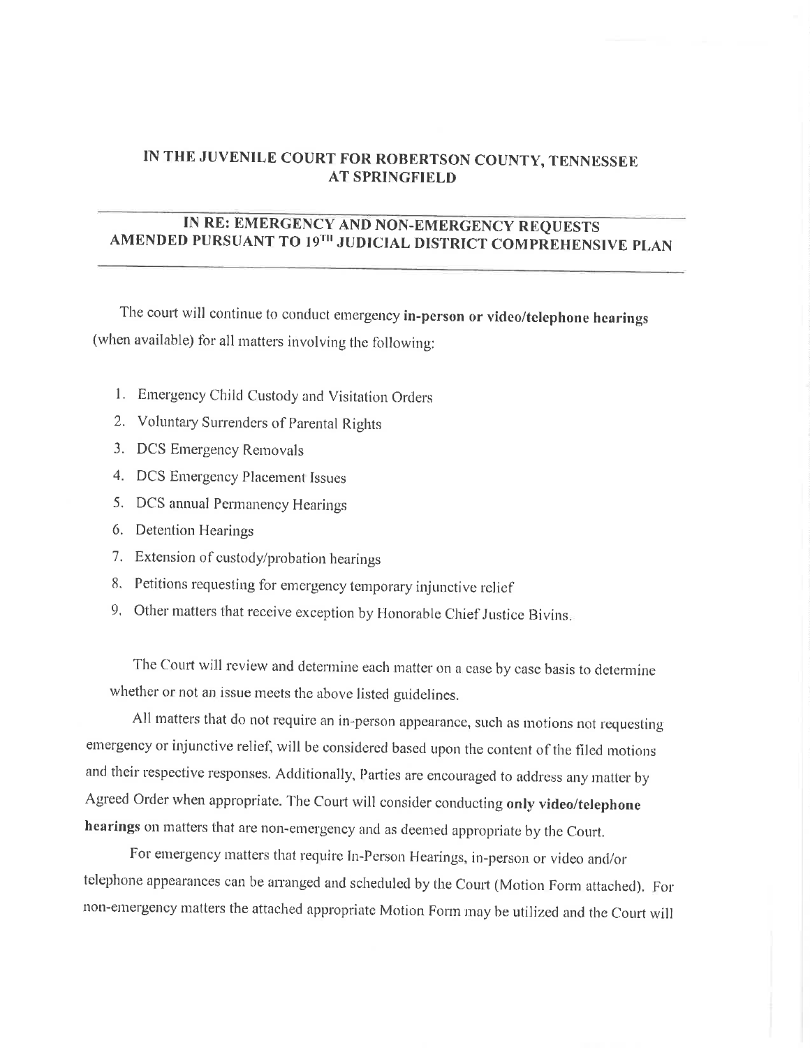## IN THE JUVENILE COURT FOR ROBERTSON COUNTY, TENNESSEE AT SPRINGFIELD

## IN RE: EMERGENCY AND NON-EMERGENCY REQUESTS AMENDED PURSUANT TO 19TH JUDICIAL DISTRICT COMPREHENSIVE PLAN

The court will continue to conduct emergency **in-person or video/telephone hearings** (when available) for all matters involving the following:

1. Emergency Child Custody and Visitation Orders
2. Voluntary Surrenders of Parental Rights
3. DCS Emergency Removals
4. DCS Emergency Placement Issues
5. DCS annual Permanency Hearings
6. Detention Hearings
7. Extension of custody/probation hearings
8. Petitions requesting for emergency temporary injunctive relief
9. Other matters that receive exception by Honorable Chief Justice Bivins.

The Court will review and determine each matter on a case by case basis to determine whether or not an issue meets the above listed guidelines.

All matters that do not require an in-person appearance, such as motions not requesting emergency or injunctive relief, will be considered based upon the content of the filed motions and their respective responses. Additionally, Parties are encouraged to address any matter by Agreed Order when appropriate. The Court will consider conducting **only video/telephone hearings** on matters that are non-emergency and as deemed appropriate by the Court.

For emergency matters that require In-Person Hearings, in-person or video and/or telephone appearances can be arranged and scheduled by the Court (Motion Form attached). For non-emergency matters the attached appropriate Motion Form may be utilized and the Court will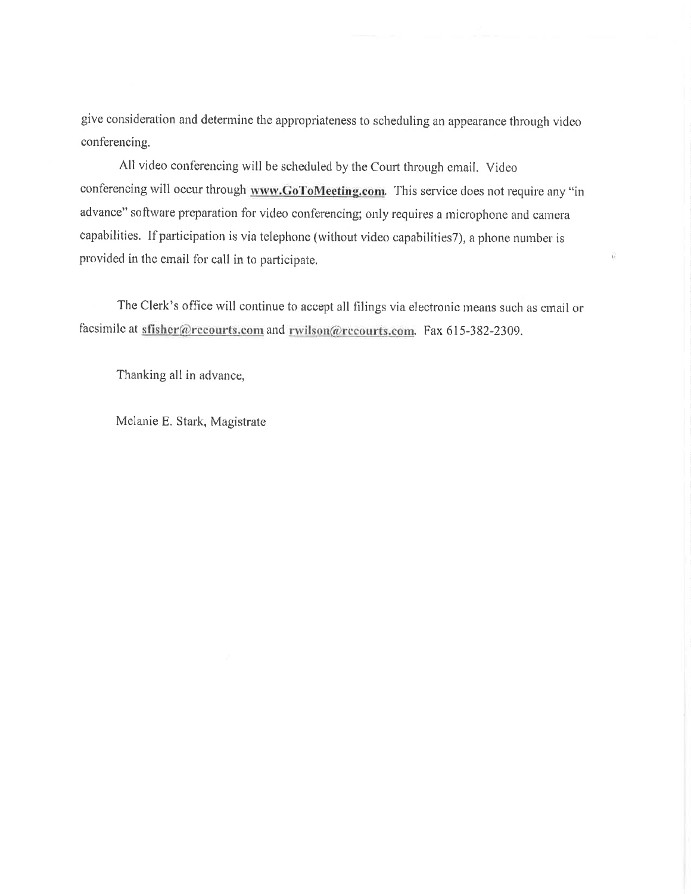give consideration and determine the appropriateness to scheduling an appearance through video conferencing.

All video conferencing will be scheduled by the Court through email. Video conferencing will occur through **www.GoToMeeting.com**. This service does not require any "in advance" software preparation for video conferencing; only requires a microphone and camera capabilities. If participation is via telephone (without video capabilities7), a phone number is provided in the email for call in to participate.

The Clerk's office will continue to accept all filings via electronic means such as email or facsimile at **sfisher@rccourts.com** and **rwilson@rccourts.com**. Fax 615-382-2309.

Thanking all in advance,

Melanie E. Stark, Magistrate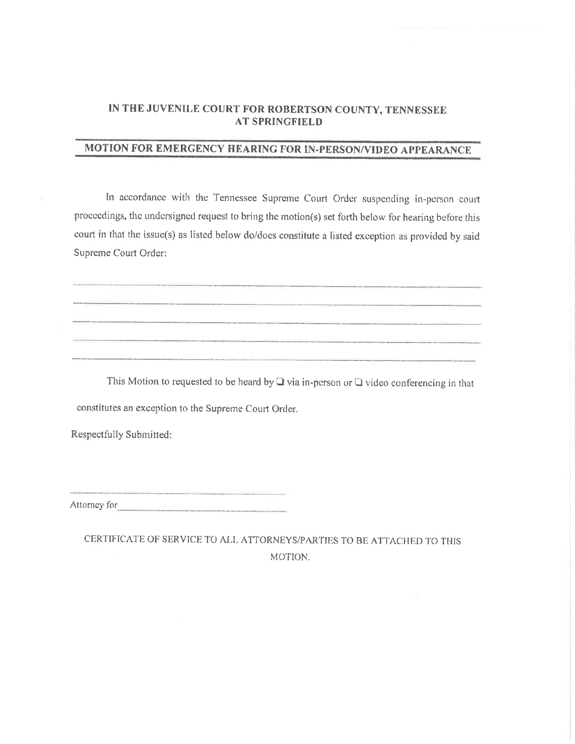**IN THE JUVENILE COURT FOR ROBERTSON COUNTY, TENNESSEE**
**AT SPRINGFIELD**

## MOTION FOR EMERGENCY HEARING FOR IN-PERSON/VIDEO APPEARANCE

In accordance with the Tennessee Supreme Court Order suspending in-person court proceedings, the undersigned request to bring the motion(s) set forth below for hearing before this court in that the issue(s) as listed below do/does constitute a listed exception as provided by said Supreme Court Order:

______________________________________________________________________

______________________________________________________________________

______________________________________________________________________

______________________________________________________________________

______________________________________________________________________

This Motion to requested to be heard by ☐ via in-person or ☐ video conferencing in that constitutes an exception to the Supreme Court Order.

Respectfully Submitted:

______________________________

Attorney for______________________________

CERTIFICATE OF SERVICE TO ALL ATTORNEYS/PARTIES TO BE ATTACHED TO THIS MOTION.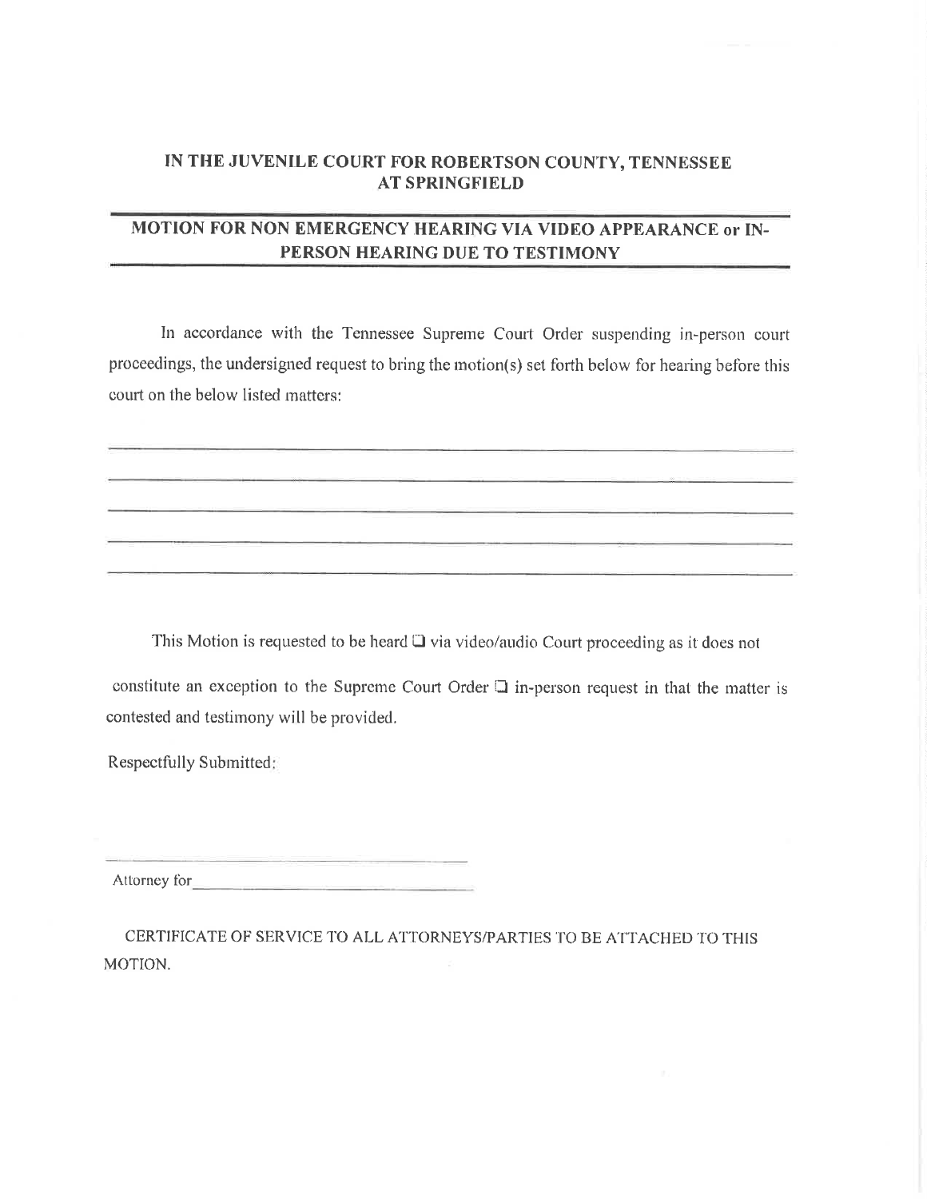**IN THE JUVENILE COURT FOR ROBERTSON COUNTY, TENNESSEE**
**AT SPRINGFIELD**

---

**MOTION FOR NON EMERGENCY HEARING VIA VIDEO APPEARANCE or IN-PERSON HEARING DUE TO TESTIMONY**

---

In accordance with the Tennessee Supreme Court Order suspending in-person court proceedings, the undersigned request to bring the motion(s) set forth below for hearing before this court on the below listed matters:

\_\_\_\_\_\_\_\_\_\_\_\_\_\_\_\_\_\_\_\_\_\_\_\_\_\_\_\_\_\_\_\_\_\_\_\_\_\_\_\_\_\_\_\_\_\_\_\_\_\_\_\_\_\_\_\_\_\_\_\_\_\_\_\_\_\_\_\_\_\_

\_\_\_\_\_\_\_\_\_\_\_\_\_\_\_\_\_\_\_\_\_\_\_\_\_\_\_\_\_\_\_\_\_\_\_\_\_\_\_\_\_\_\_\_\_\_\_\_\_\_\_\_\_\_\_\_\_\_\_\_\_\_\_\_\_\_\_\_\_\_

\_\_\_\_\_\_\_\_\_\_\_\_\_\_\_\_\_\_\_\_\_\_\_\_\_\_\_\_\_\_\_\_\_\_\_\_\_\_\_\_\_\_\_\_\_\_\_\_\_\_\_\_\_\_\_\_\_\_\_\_\_\_\_\_\_\_\_\_\_\_

\_\_\_\_\_\_\_\_\_\_\_\_\_\_\_\_\_\_\_\_\_\_\_\_\_\_\_\_\_\_\_\_\_\_\_\_\_\_\_\_\_\_\_\_\_\_\_\_\_\_\_\_\_\_\_\_\_\_\_\_\_\_\_\_\_\_\_\_\_\_

\_\_\_\_\_\_\_\_\_\_\_\_\_\_\_\_\_\_\_\_\_\_\_\_\_\_\_\_\_\_\_\_\_\_\_\_\_\_\_\_\_\_\_\_\_\_\_\_\_\_\_\_\_\_\_\_\_\_\_\_\_\_\_\_\_\_\_\_\_\_

This Motion is requested to be heard ☐ via video/audio Court proceeding as it does not constitute an exception to the Supreme Court Order ☐ in-person request in that the matter is contested and testimony will be provided.

Respectfully Submitted:

\_\_\_\_\_\_\_\_\_\_\_\_\_\_\_\_\_\_\_\_\_\_\_\_\_\_\_\_\_\_\_\_\_\_\_\_

Attorney for\_\_\_\_\_\_\_\_\_\_\_\_\_\_\_\_\_\_\_\_\_\_\_\_\_\_\_\_

CERTIFICATE OF SERVICE TO ALL ATTORNEYS/PARTIES TO BE ATTACHED TO THIS MOTION.